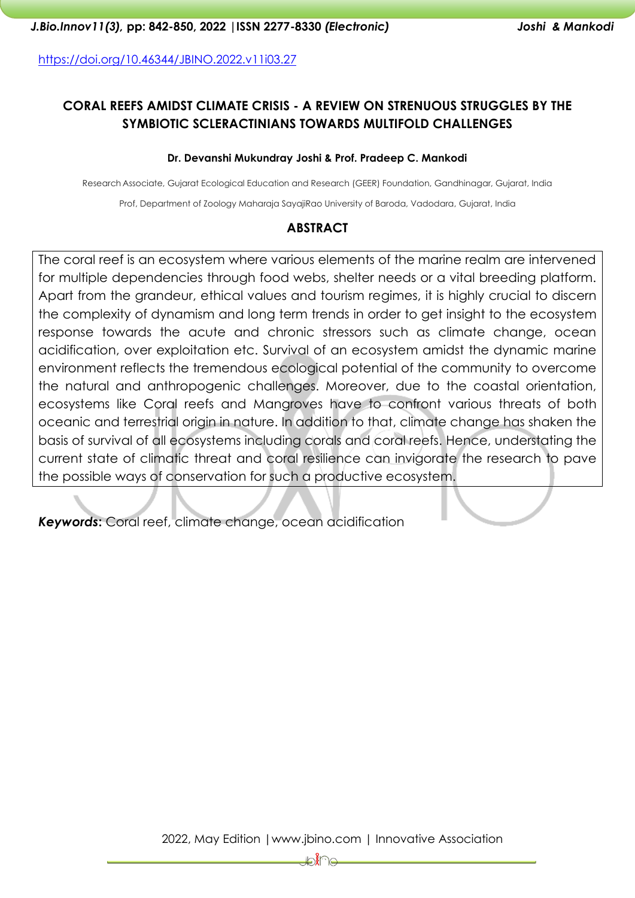https://doi.org/10.46344/JBINO.2022.v11i03.27

# CORAL REEFS AMIDST CLIMATE CRISIS - A REVIEW ON STRENUOUS STRUGGLES BY THE SYMBIOTIC SCLERACTINIANS TOWARDS MULTIFOLD CHALLENGES

**Dr. Devanshi Mukundray Joshi & Prof. Pradeep C. Mankodi**

Research Associate, Gujarat Ecological Education and Research (GEER) Foundation, Gandhinagar, Gujarat, India

Prof, Department of Zoology Maharaja SayajiRao University of Baroda, Vadodara, Gujarat, India

## ABSTRACT

The coral reef is an ecosystem where various elements of the marine realm are intervened for multiple dependencies through food webs, shelter needs or a vital breeding platform. Apart from the grandeur, ethical values and tourism regimes, it is highly crucial to discern the complexity of dynamism and long term trends in order to get insight to the ecosystem response towards the acute and chronic stressors such as climate change, ocean acidification, over exploitation etc. Survival of an ecosystem amidst the dynamic marine environment reflects the tremendous ecological potential of the community to overcome the natural and anthropogenic challenges. Moreover, due to the coastal orientation, ecosystems like Coral reefs and Mangroves have to confront various threats of both oceanic and terrestrial origin in nature. In addition to that, climate change has shaken the basis of survival of all ecosystems including corals and coral reefs. Hence, understating the current state of climatic threat and coral resilience can invigorate the research to pave the possible ways of conservation for such a productive ecosystem.

***Keywords*:** Coral reef, climate change, ocean acidification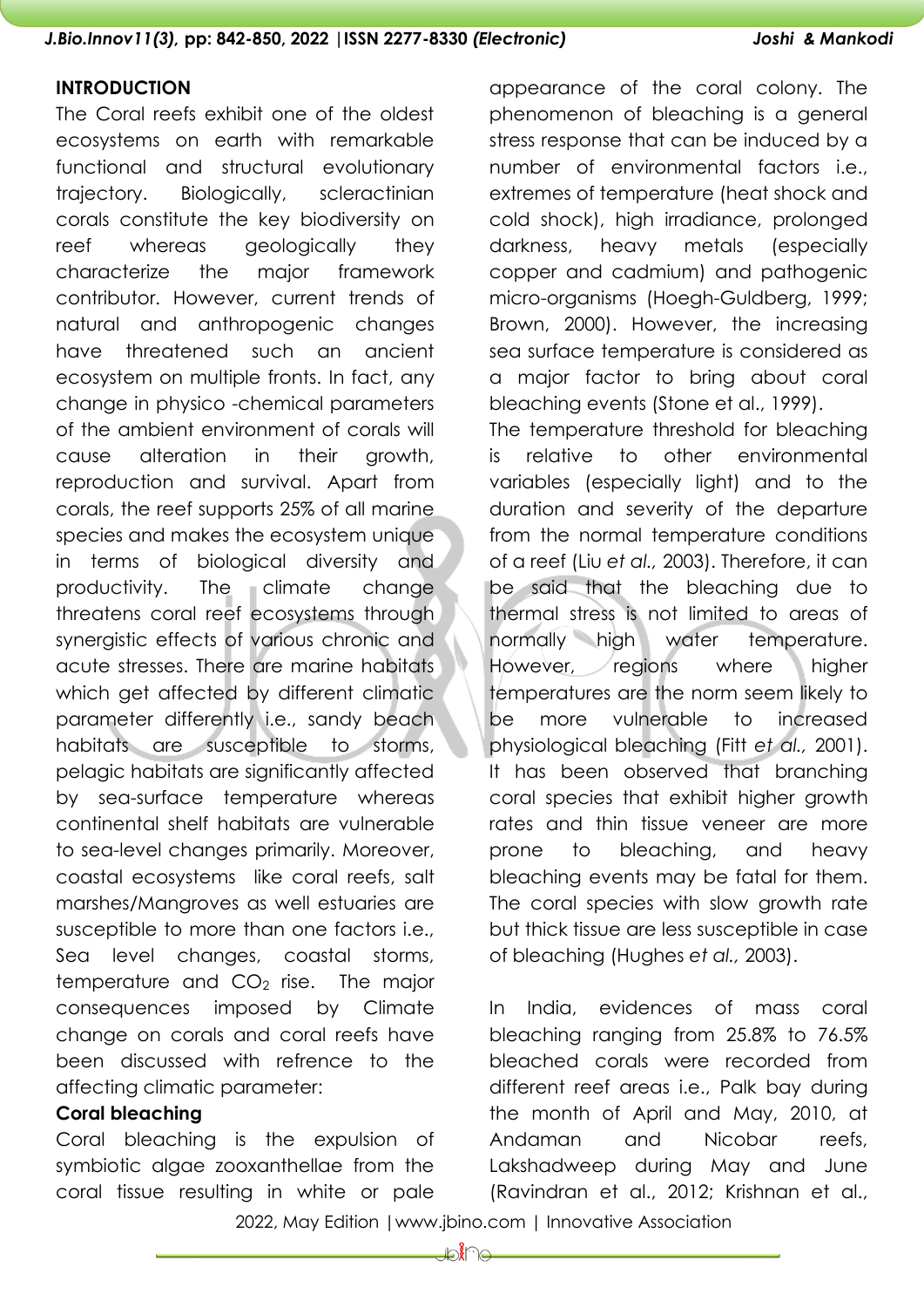## INTRODUCTION

The Coral reefs exhibit one of the oldest ecosystems on earth with remarkable functional and structural evolutionary trajectory. Biologically, scleractinian corals constitute the key biodiversity on reef whereas geologically they characterize the major framework contributor. However, current trends of natural and anthropogenic changes have threatened such an ancient ecosystem on multiple fronts. In fact, any change in physico -chemical parameters of the ambient environment of corals will cause alteration in their growth, reproduction and survival. Apart from corals, the reef supports 25% of all marine species and makes the ecosystem unique in terms of biological diversity and productivity. The climate change threatens coral reef ecosystems through synergistic effects of various chronic and acute stresses. There are marine habitats which get affected by different climatic parameter differently i.e., sandy beach habitats are susceptible to storms, pelagic habitats are significantly affected by sea-surface temperature whereas continental shelf habitats are vulnerable to sea-level changes primarily. Moreover, coastal ecosystems like coral reefs, salt marshes/Mangroves as well estuaries are susceptible to more than one factors i.e., Sea level changes, coastal storms, temperature and $CO_2$ rise. The major consequences imposed by Climate change on corals and coral reefs have been discussed with refrence to the affecting climatic parameter:

### Coral bleaching

Coral bleaching is the expulsion of symbiotic algae zooxanthellae from the coral tissue resulting in white or pale appearance of the coral colony. The phenomenon of bleaching is a general stress response that can be induced by a number of environmental factors i.e., extremes of temperature (heat shock and cold shock), high irradiance, prolonged darkness, heavy metals (especially copper and cadmium) and pathogenic micro-organisms (Hoegh-Guldberg, 1999; Brown, 2000). However, the increasing sea surface temperature is considered as a major factor to bring about coral bleaching events (Stone et al., 1999).

The temperature threshold for bleaching is relative to other environmental variables (especially light) and to the duration and severity of the departure from the normal temperature conditions of a reef (Liu *et al.,* 2003). Therefore, it can be said that the bleaching due to thermal stress is not limited to areas of normally high water temperature. However, regions where higher temperatures are the norm seem likely to be more vulnerable to increased physiological bleaching (Fitt *et al.,* 2001). It has been observed that branching coral species that exhibit higher growth rates and thin tissue veneer are more prone to bleaching, and heavy bleaching events may be fatal for them. The coral species with slow growth rate but thick tissue are less susceptible in case of bleaching (Hughes *et al.,* 2003).

In India, evidences of mass coral bleaching ranging from 25.8% to 76.5% bleached corals were recorded from different reef areas i.e., Palk bay during the month of April and May, 2010, at Andaman and Nicobar reefs, Lakshadweep during May and June (Ravindran et al., 2012; Krishnan et al.,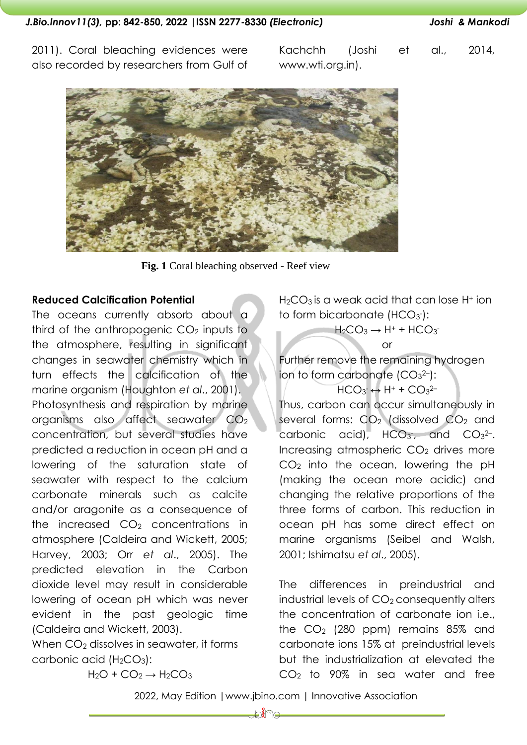2011). Coral bleaching evidences were also recorded by researchers from Gulf of Kachchh (Joshi et al., 2014, www.wti.org.in).

**Fig. 1** Coral bleaching observed - Reef view

**Reduced Calcification Potential**

The oceans currently absorb about a third of the anthropogenic $CO_2$ inputs to the atmosphere, resulting in significant changes in seawater chemistry which in turn effects the calcification of the marine organism (Houghton *et al*., 2001). Photosynthesis and respiration by marine organisms also affect seawater $CO_2$ concentration, but several studies have predicted a reduction in ocean pH and a lowering of the saturation state of seawater with respect to the calcium carbonate minerals such as calcite and/or aragonite as a consequence of the increased $CO_2$ concentrations in atmosphere (Caldeira and Wickett, 2005; Harvey, 2003; Orr *et al*., 2005). The predicted elevation in the Carbon dioxide level may result in considerable lowering of ocean pH which was never evident in the past geologic time (Caldeira and Wickett, 2003).

When $CO_2$ dissolves in seawater, it forms carbonic acid ($H_2CO_3$):

$$H_2O + CO_2 \rightarrow H_2CO_3$$

$H_2CO_3$ is a weak acid that can lose $H^+$ ion to form bicarbonate ($HCO_3^-$):

$$H_2CO_3 \rightarrow H^+ + HCO_3^-$$

or

Further remove the remaining hydrogen ion to form carbonate ($CO_3^{2-}$):

$$HCO_3^- \leftrightarrow H^+ + CO_3^{2-}$$

Thus, carbon can occur simultaneously in several forms: $CO_2$ (dissolved $CO_2$ and carbonic acid), $HCO_3^-$, and $CO_3^{2-}$. Increasing atmospheric $CO_2$ drives more $CO_2$ into the ocean, lowering the pH (making the ocean more acidic) and changing the relative proportions of the three forms of carbon. This reduction in ocean pH has some direct effect on marine organisms (Seibel and Walsh, 2001; Ishimatsu *et al*., 2005).

The differences in preindustrial and industrial levels of $CO_2$ consequently alters the concentration of carbonate ion i.e., the $CO_2$ (280 ppm) remains 85% and carbonate ions 15% at preindustrial levels but the industrialization at elevated the $CO_2$ to 90% in sea water and free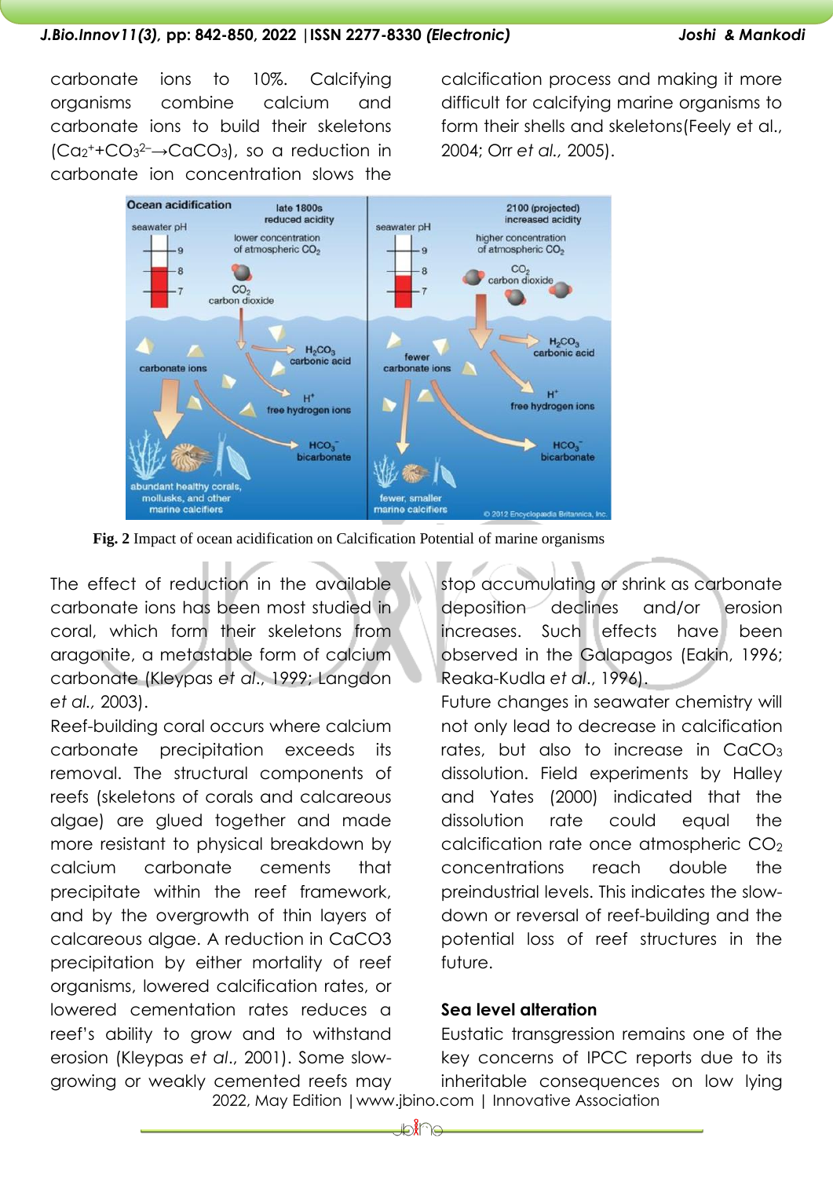carbonate ions to 10%. Calcifying organisms combine calcium and carbonate ions to build their skeletons ($Ca_2^+ + CO_3^{2-} \rightarrow CaCO_3$), so a reduction in carbonate ion concentration slows the calcification process and making it more difficult for calcifying marine organisms to form their shells and skeletons(Feely et al., 2004; Orr *et al.,* 2005).

**Fig. 2** Impact of ocean acidification on Calcification Potential of marine organisms

The effect of reduction in the available carbonate ions has been most studied in coral, which form their skeletons from aragonite, a metastable form of calcium carbonate (Kleypas *et al.,* 1999; Langdon *et al.,* 2003).

Reef-building coral occurs where calcium carbonate precipitation exceeds its removal. The structural components of reefs (skeletons of corals and calcareous algae) are glued together and made more resistant to physical breakdown by calcium carbonate cements that precipitate within the reef framework, and by the overgrowth of thin layers of calcareous algae. A reduction in CaCO3 precipitation by either mortality of reef organisms, lowered calcification rates, or lowered cementation rates reduces a reef's ability to grow and to withstand erosion (Kleypas *et al.,* 2001). Some slow-growing or weakly cemented reefs may stop accumulating or shrink as carbonate deposition declines and/or erosion increases. Such effects have been observed in the Galapagos (Eakin, 1996; Reaka-Kudla *et al.,* 1996).

Future changes in seawater chemistry will not only lead to decrease in calcification rates, but also to increase in $CaCO_3$ dissolution. Field experiments by Halley and Yates (2000) indicated that the dissolution rate could equal the calcification rate once atmospheric $CO_2$ concentrations reach double the preindustrial levels. This indicates the slow-down or reversal of reef-building and the potential loss of reef structures in the future.

### Sea level alteration

Eustatic transgression remains one of the key concerns of IPCC reports due to its inheritable consequences on low lying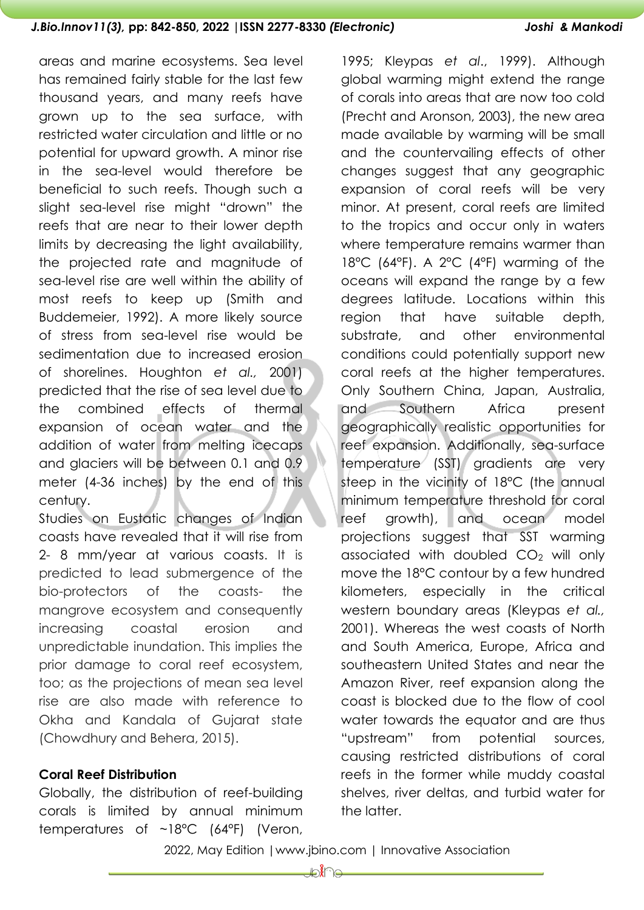areas and marine ecosystems. Sea level has remained fairly stable for the last few thousand years, and many reefs have grown up to the sea surface, with restricted water circulation and little or no potential for upward growth. A minor rise in the sea-level would therefore be beneficial to such reefs. Though such a slight sea-level rise might "drown" the reefs that are near to their lower depth limits by decreasing the light availability, the projected rate and magnitude of sea-level rise are well within the ability of most reefs to keep up (Smith and Buddemeier, 1992). A more likely source of stress from sea-level rise would be sedimentation due to increased erosion of shorelines. Houghton *et al.,* 2001) predicted that the rise of sea level due to the combined effects of thermal expansion of ocean water and the addition of water from melting icecaps and glaciers will be between 0.1 and 0.9 meter (4-36 inches) by the end of this century.

Studies on Eustatic changes of Indian coasts have revealed that it will rise from 2- 8 mm/year at various coasts. It is predicted to lead submergence of the bio-protectors of the coasts- the mangrove ecosystem and consequently increasing coastal erosion and unpredictable inundation. This implies the prior damage to coral reef ecosystem, too; as the projections of mean sea level rise are also made with reference to Okha and Kandala of Gujarat state (Chowdhury and Behera, 2015).

**Coral Reef Distribution**

Globally, the distribution of reef-building corals is limited by annual minimum temperatures of ~18°C (64°F) (Veron, 1995; Kleypas *et al*., 1999). Although global warming might extend the range of corals into areas that are now too cold (Precht and Aronson, 2003), the new area made available by warming will be small and the countervailing effects of other changes suggest that any geographic expansion of coral reefs will be very minor. At present, coral reefs are limited to the tropics and occur only in waters where temperature remains warmer than 18°C (64°F). A 2°C (4°F) warming of the oceans will expand the range by a few degrees latitude. Locations within this region that have suitable depth, substrate, and other environmental conditions could potentially support new coral reefs at the higher temperatures. Only Southern China, Japan, Australia, and Southern Africa present geographically realistic opportunities for reef expansion. Additionally, sea-surface temperature (SST) gradients are very steep in the vicinity of 18°C (the annual minimum temperature threshold for coral reef growth), and ocean model projections suggest that SST warming associated with doubled $CO_2$ will only move the 18°C contour by a few hundred kilometers, especially in the critical western boundary areas (Kleypas *et al.,* 2001). Whereas the west coasts of North and South America, Europe, Africa and southeastern United States and near the Amazon River, reef expansion along the coast is blocked due to the flow of cool water towards the equator and are thus "upstream" from potential sources, causing restricted distributions of coral reefs in the former while muddy coastal shelves, river deltas, and turbid water for the latter.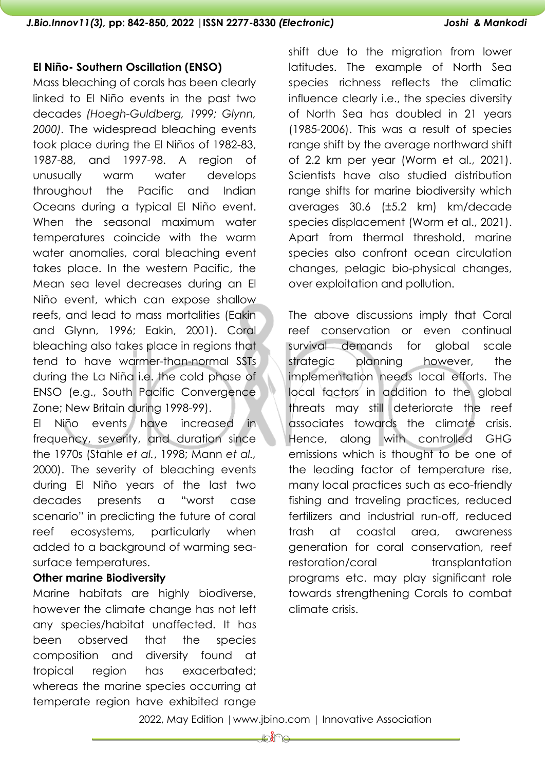**El Niño- Southern Oscillation (ENSO)**

Mass bleaching of corals has been clearly linked to El Niño events in the past two decades *(Hoegh-Guldberg, 1999; Glynn, 2000)*. The widespread bleaching events took place during the El Niños of 1982-83, 1987-88, and 1997-98. A region of unusually warm water develops throughout the Pacific and Indian Oceans during a typical El Niño event. When the seasonal maximum water temperatures coincide with the warm water anomalies, coral bleaching event takes place. In the western Pacific, the Mean sea level decreases during an El Niño event, which can expose shallow reefs, and lead to mass mortalities (Eakin and Glynn, 1996; Eakin, 2001). Coral bleaching also takes place in regions that tend to have warmer-than-normal SSTs during the La Niña i.e. the cold phase of ENSO (e.g., South Pacific Convergence Zone; New Britain during 1998-99).

El Niño events have increased in frequency, severity, and duration since the 1970s (Stahle *et al.*, 1998; Mann *et al.,* 2000). The severity of bleaching events during El Niño years of the last two decades presents a "worst case scenario" in predicting the future of coral reef ecosystems, particularly when added to a background of warming sea-surface temperatures.

**Other marine Biodiversity**

Marine habitats are highly biodiverse, however the climate change has not left any species/habitat unaffected. It has been observed that the species composition and diversity found at tropical region has exacerbated; whereas the marine species occurring at temperate region have exhibited range shift due to the migration from lower latitudes. The example of North Sea species richness reflects the climatic influence clearly i.e., the species diversity of North Sea has doubled in 21 years (1985-2006). This was a result of species range shift by the average northward shift of 2.2 km per year (Worm et al., 2021). Scientists have also studied distribution range shifts for marine biodiversity which averages 30.6 (±5.2 km) km/decade species displacement (Worm et al., 2021). Apart from thermal threshold, marine species also confront ocean circulation changes, pelagic bio-physical changes, over exploitation and pollution.

The above discussions imply that Coral reef conservation or even continual survival demands for global scale strategic planning however, the implementation needs local efforts. The local factors in addition to the global threats may still deteriorate the reef associates towards the climate crisis. Hence, along with controlled GHG emissions which is thought to be one of the leading factor of temperature rise, many local practices such as eco-friendly fishing and traveling practices, reduced fertilizers and industrial run-off, reduced trash at coastal area, awareness generation for coral conservation, reef restoration/coral transplantation programs etc. may play significant role towards strengthening Corals to combat climate crisis.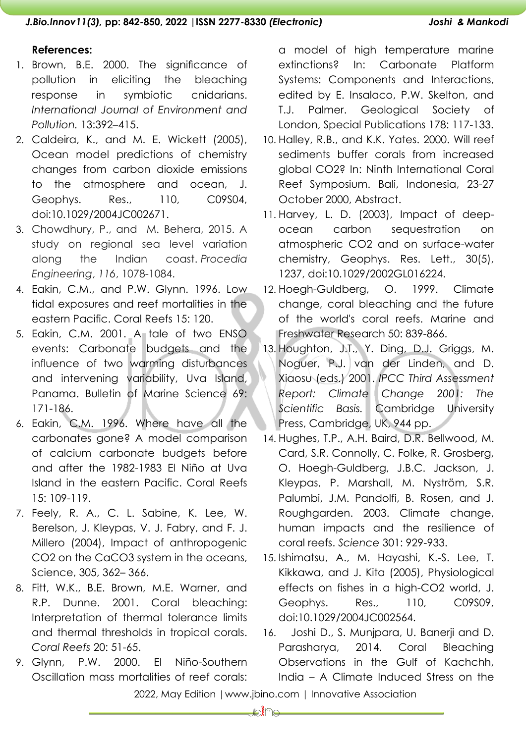**References:**

1. Brown, B.E. 2000. The significance of pollution in eliciting the bleaching response in symbiotic cnidarians. *International Journal of Environment and Pollution.* 13:392–415.
2. Caldeira, K., and M. E. Wickett (2005), Ocean model predictions of chemistry changes from carbon dioxide emissions to the atmosphere and ocean, J. Geophys. Res., 110, C09S04, doi:10.1029/2004JC002671.
3. Chowdhury, P., and M. Behera, 2015. A study on regional sea level variation along the Indian coast. *Procedia Engineering*, *116*, 1078-1084.
4. Eakin, C.M., and P.W. Glynn. 1996. Low tidal exposures and reef mortalities in the eastern Pacific. Coral Reefs 15: 120.
5. Eakin, C.M. 2001. A tale of two ENSO events: Carbonate budgets and the influence of two warming disturbances and intervening variability, Uva Island, Panama. Bulletin of Marine Science 69: 171-186.
6. Eakin, C.M. 1996. Where have all the carbonates gone? A model comparison of calcium carbonate budgets before and after the 1982-1983 El Niño at Uva Island in the eastern Pacific. Coral Reefs 15: 109-119.
7. Feely, R. A., C. L. Sabine, K. Lee, W. Berelson, J. Kleypas, V. J. Fabry, and F. J. Millero (2004), Impact of anthropogenic CO2 on the CaCO3 system in the oceans, Science, 305, 362– 366.
8. Fitt, W.K., B.E. Brown, M.E. Warner, and R.P. Dunne. 2001. Coral bleaching: Interpretation of thermal tolerance limits and thermal thresholds in tropical corals. *Coral Reefs* 20: 51-65.
9. Glynn, P.W. 2000. El Niño-Southern Oscillation mass mortalities of reef corals: a model of high temperature marine extinctions? In: Carbonate Platform Systems: Components and Interactions, edited by E. Insalaco, P.W. Skelton, and T.J. Palmer. Geological Society of London, Special Publications 178: 117-133.
10. Halley, R.B., and K.K. Yates. 2000. Will reef sediments buffer corals from increased global CO2? In: Ninth International Coral Reef Symposium. Bali, Indonesia, 23-27 October 2000, Abstract.
11. Harvey, L. D. (2003), Impact of deep-ocean carbon sequestration on atmospheric CO2 and on surface-water chemistry, Geophys. Res. Lett., 30(5), 1237, doi:10.1029/2002GL016224.
12. Hoegh-Guldberg, O. 1999. Climate change, coral bleaching and the future of the world's coral reefs. Marine and Freshwater Research 50: 839-866.
13. Houghton, J.T., Y. Ding, D.J. Griggs, M. Noguer, P.J. van der Linden, and D. Xiaosu (eds.) 2001. *IPCC Third Assessment Report: Climate Change 2001: The Scientific Basis.* Cambridge University Press, Cambridge, UK, 944 pp.
14. Hughes, T.P., A.H. Baird, D.R. Bellwood, M. Card, S.R. Connolly, C. Folke, R. Grosberg, O. Hoegh-Guldberg, J.B.C. Jackson, J. Kleypas, P. Marshall, M. Nyström, S.R. Palumbi, J.M. Pandolfi, B. Rosen, and J. Roughgarden. 2003. Climate change, human impacts and the resilience of coral reefs. *Science* 301: 929-933.
15. Ishimatsu, A., M. Hayashi, K.-S. Lee, T. Kikkawa, and J. Kita (2005), Physiological effects on fishes in a high-CO2 world, J. Geophys. Res., 110, C09S09, doi:10.1029/2004JC002564.
16. Joshi D., S. Munjpara, U. Banerji and D. Parasharya, 2014. Coral Bleaching Observations in the Gulf of Kachchh, India – A Climate Induced Stress on the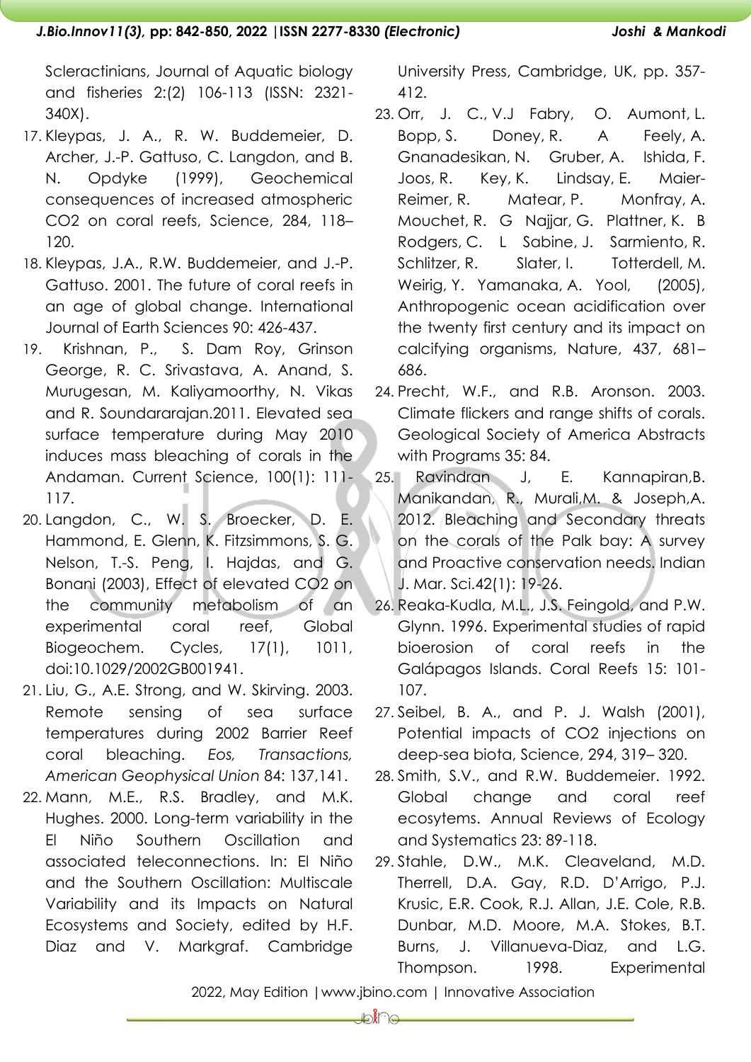Scleractinians, Journal of Aquatic biology and fisheries 2:(2) 106-113 (ISSN: 2321-340X).

17. Kleypas, J. A., R. W. Buddemeier, D. Archer, J.-P. Gattuso, C. Langdon, and B. N. Opdyke (1999), Geochemical consequences of increased atmospheric CO2 on coral reefs, Science, 284, 118–120.
18. Kleypas, J.A., R.W. Buddemeier, and J.-P. Gattuso. 2001. The future of coral reefs in an age of global change. International Journal of Earth Sciences 90: 426-437.
19. Krishnan, P., S. Dam Roy, Grinson George, R. C. Srivastava, A. Anand, S. Murugesan, M. Kaliyamoorthy, N. Vikas and R. Soundararajan.2011. Elevated sea surface temperature during May 2010 induces mass bleaching of corals in the Andaman. Current Science, 100(1): 111-117.
20. Langdon, C., W. S. Broecker, D. E. Hammond, E. Glenn, K. Fitzsimmons, S. G. Nelson, T.-S. Peng, I. Hajdas, and G. Bonani (2003), Effect of elevated CO2 on the community metabolism of an experimental coral reef, Global Biogeochem. Cycles, 17(1), 1011, doi:10.1029/2002GB001941.
21. Liu, G., A.E. Strong, and W. Skirving. 2003. Remote sensing of sea surface temperatures during 2002 Barrier Reef coral bleaching. *Eos, Transactions, American Geophysical Union* 84: 137,141.
22. Mann, M.E., R.S. Bradley, and M.K. Hughes. 2000. Long-term variability in the El Niño Southern Oscillation and associated teleconnections. In: El Niño and the Southern Oscillation: Multiscale Variability and its Impacts on Natural Ecosystems and Society, edited by H.F. Diaz and V. Markgraf. Cambridge University Press, Cambridge, UK, pp. 357-412.
23. Orr, J. C., V.J Fabry, O. Aumont, L. Bopp, S. Doney, R. A Feely, A. Gnanadesikan, N. Gruber, A. Ishida, F. Joos, R. Key, K. Lindsay, E. Maier-Reimer, R. Matear, P. Monfray, A. Mouchet, R. G Najjar, G. Plattner, K. B Rodgers, C. L Sabine, J. Sarmiento, R. Schlitzer, R. Slater, I. Totterdell, M. Weirig, Y. Yamanaka, A. Yool, (2005), Anthropogenic ocean acidification over the twenty first century and its impact on calcifying organisms, Nature, 437, 681–686.
24. Precht, W.F., and R.B. Aronson. 2003. Climate flickers and range shifts of corals. Geological Society of America Abstracts with Programs 35: 84.
25. Ravindran J, E. Kannapiran,B. Manikandan, R., Murali,M. & Joseph,A. 2012. Bleaching and Secondary threats on the corals of the Palk bay: A survey and Proactive conservation needs. Indian J. Mar. Sci.42(1): 19-26.
26. Reaka-Kudla, M.L., J.S. Feingold, and P.W. Glynn. 1996. Experimental studies of rapid bioerosion of coral reefs in the Galápagos Islands. Coral Reefs 15: 101-107.
27. Seibel, B. A., and P. J. Walsh (2001), Potential impacts of CO2 injections on deep-sea biota, Science, 294, 319– 320.
28. Smith, S.V., and R.W. Buddemeier. 1992. Global change and coral reef ecosytems. Annual Reviews of Ecology and Systematics 23: 89-118.
29. Stahle, D.W., M.K. Cleaveland, M.D. Therrell, D.A. Gay, R.D. D'Arrigo, P.J. Krusic, E.R. Cook, R.J. Allan, J.E. Cole, R.B. Dunbar, M.D. Moore, M.A. Stokes, B.T. Burns, J. Villanueva-Diaz, and L.G. Thompson. 1998. Experimental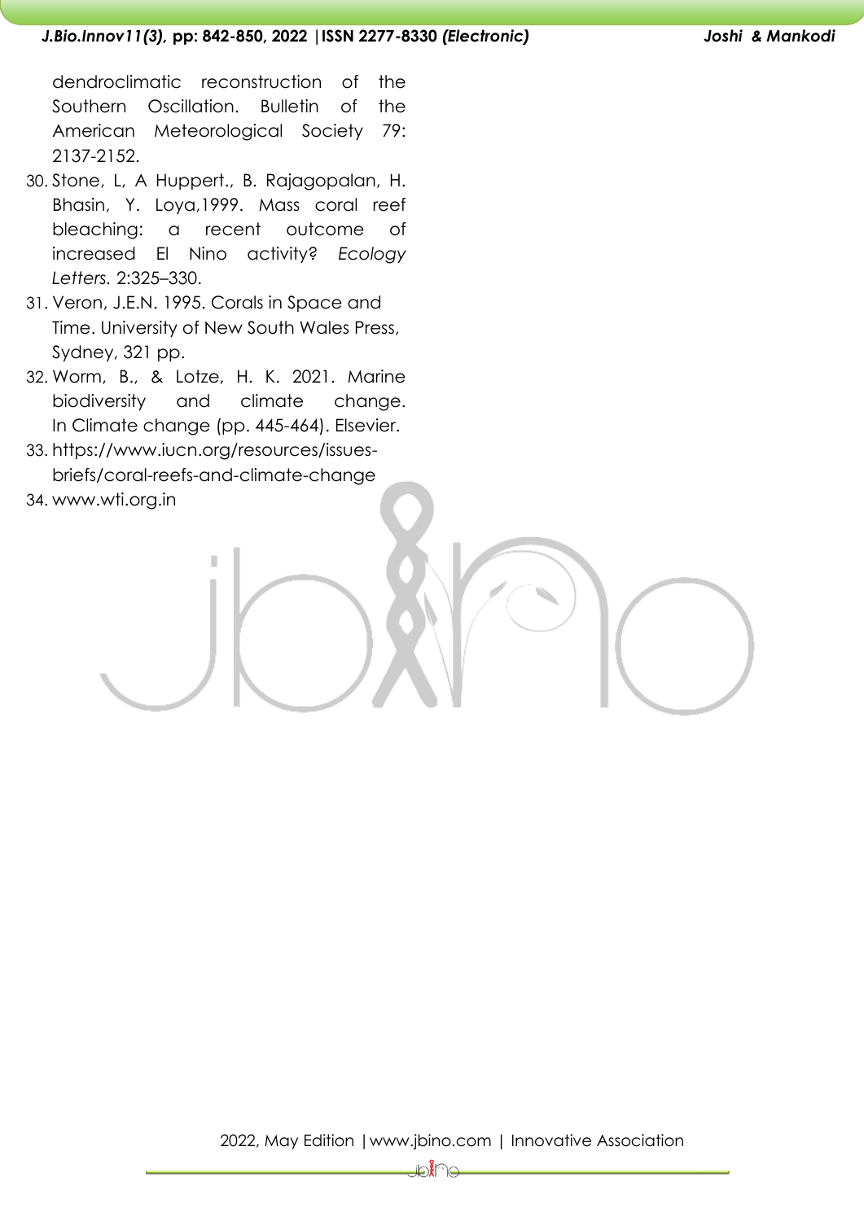dendroclimatic reconstruction of the Southern Oscillation. Bulletin of the American Meteorological Society 79: 2137-2152.

30. Stone, L, A Huppert., B. Rajagopalan, H. Bhasin, Y. Loya,1999. Mass coral reef bleaching: a recent outcome of increased El Nino activity? *Ecology Letters.* 2:325–330.
31. Veron, J.E.N. 1995. Corals in Space and Time. University of New South Wales Press, Sydney, 321 pp.
32. Worm, B., & Lotze, H. K. 2021. Marine biodiversity and climate change. In Climate change (pp. 445-464). Elsevier.
33. https://www.iucn.org/resources/issues-briefs/coral-reefs-and-climate-change
34. www.wti.org.in